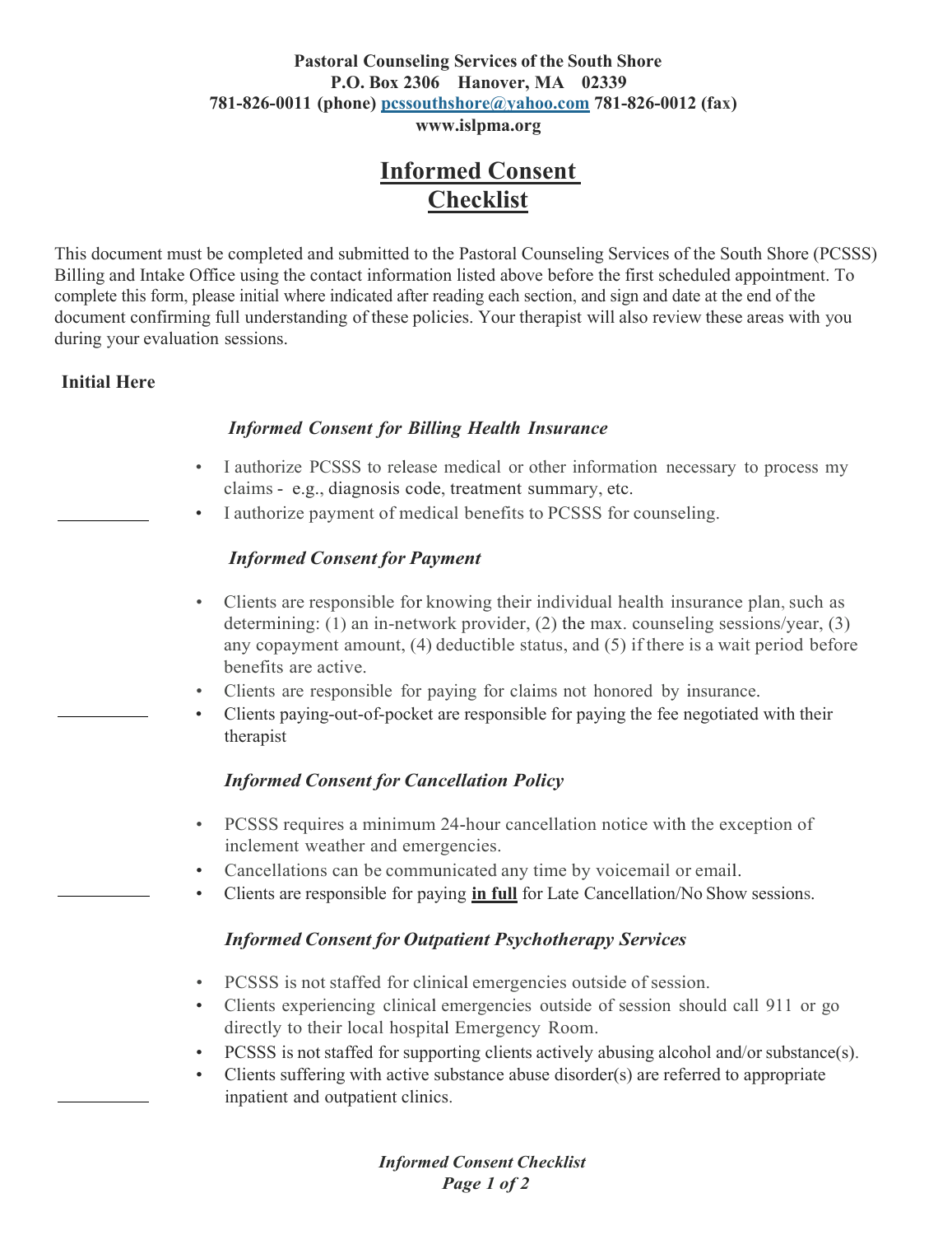**Pastoral Counseling Services of the South Shore**
**P.O. Box 2306 Hanover, MA 02339**
**781-826-0011 (phone) pcssouthshore@yahoo.com 781-826-0012 (fax)**
**www.islpma.org**

# Informed Consent Checklist

This document must be completed and submitted to the Pastoral Counseling Services of the South Shore (PCSSS) Billing and Intake Office using the contact information listed above before the first scheduled appointment. To complete this form, please initial where indicated after reading each section, and sign and date at the end of the document confirming full understanding of these policies. Your therapist will also review these areas with you during your evaluation sessions.

**Initial Here**

***Informed Consent for Billing Health Insurance***

- I authorize PCSSS to release medical or other information necessary to process my claims - e.g., diagnosis code, treatment summary, etc.
- I authorize payment of medical benefits to PCSSS for counseling.

__________

***Informed Consent for Payment***

- Clients are responsible for knowing their individual health insurance plan, such as determining: (1) an in-network provider, (2) the max. counseling sessions/year, (3) any copayment amount, (4) deductible status, and (5) if there is a wait period before benefits are active.
- Clients are responsible for paying for claims not honored by insurance.
- Clients paying-out-of-pocket are responsible for paying the fee negotiated with their therapist

__________

***Informed Consent for Cancellation Policy***

- PCSSS requires a minimum 24-hour cancellation notice with the exception of inclement weather and emergencies.
- Cancellations can be communicated any time by voicemail or email.
- Clients are responsible for paying **<u>in full</u>** for Late Cancellation/No Show sessions.

__________

***Informed Consent for Outpatient Psychotherapy Services***

- PCSSS is not staffed for clinical emergencies outside of session.
- Clients experiencing clinical emergencies outside of session should call 911 or go directly to their local hospital Emergency Room.
- PCSSS is not staffed for supporting clients actively abusing alcohol and/or substance(s).
- Clients suffering with active substance abuse disorder(s) are referred to appropriate inpatient and outpatient clinics.

__________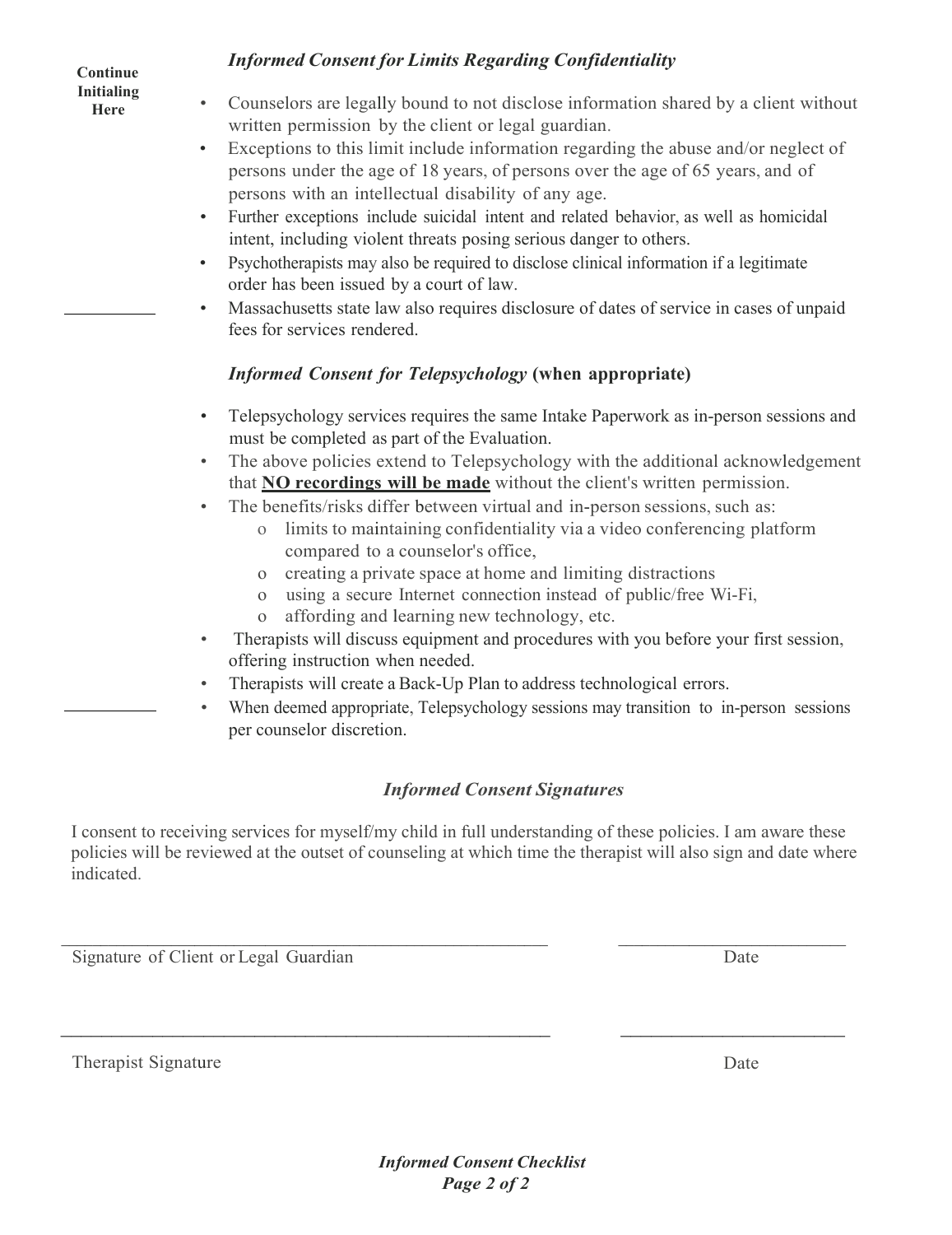**Continue Initialing Here**

### *Informed Consent for Limits Regarding Confidentiality*

- Counselors are legally bound to not disclose information shared by a client without written permission by the client or legal guardian.
- Exceptions to this limit include information regarding the abuse and/or neglect of persons under the age of 18 years, of persons over the age of 65 years, and of persons with an intellectual disability of any age.
- Further exceptions include suicidal intent and related behavior, as well as homicidal intent, including violent threats posing serious danger to others.
- Psychotherapists may also be required to disclose clinical information if a legitimate order has been issued by a court of law.
- Massachusetts state law also requires disclosure of dates of service in cases of unpaid fees for services rendered.

__________

### *Informed Consent for Telepsychology* (when appropriate)

- Telepsychology services requires the same Intake Paperwork as in-person sessions and must be completed as part of the Evaluation.
- The above policies extend to Telepsychology with the additional acknowledgement that **NO recordings will be made** without the client's written permission.
- The benefits/risks differ between virtual and in-person sessions, such as:
    - limits to maintaining confidentiality via a video conferencing platform compared to a counselor's office,
    - creating a private space at home and limiting distractions
    - using a secure Internet connection instead of public/free Wi-Fi,
    - affording and learning new technology, etc.
- Therapists will discuss equipment and procedures with you before your first session, offering instruction when needed.
- Therapists will create a Back-Up Plan to address technological errors.
- When deemed appropriate, Telepsychology sessions may transition to in-person sessions per counselor discretion.

__________

### *Informed Consent Signatures*

I consent to receiving services for myself/my child in full understanding of these policies. I am aware these policies will be reviewed at the outset of counseling at which time the therapist will also sign and date where indicated.

______________________________________________ ____________________

Signature of Client or Legal Guardian Date

______________________________________________ ____________________

Therapist Signature Date

***Informed Consent Checklist***